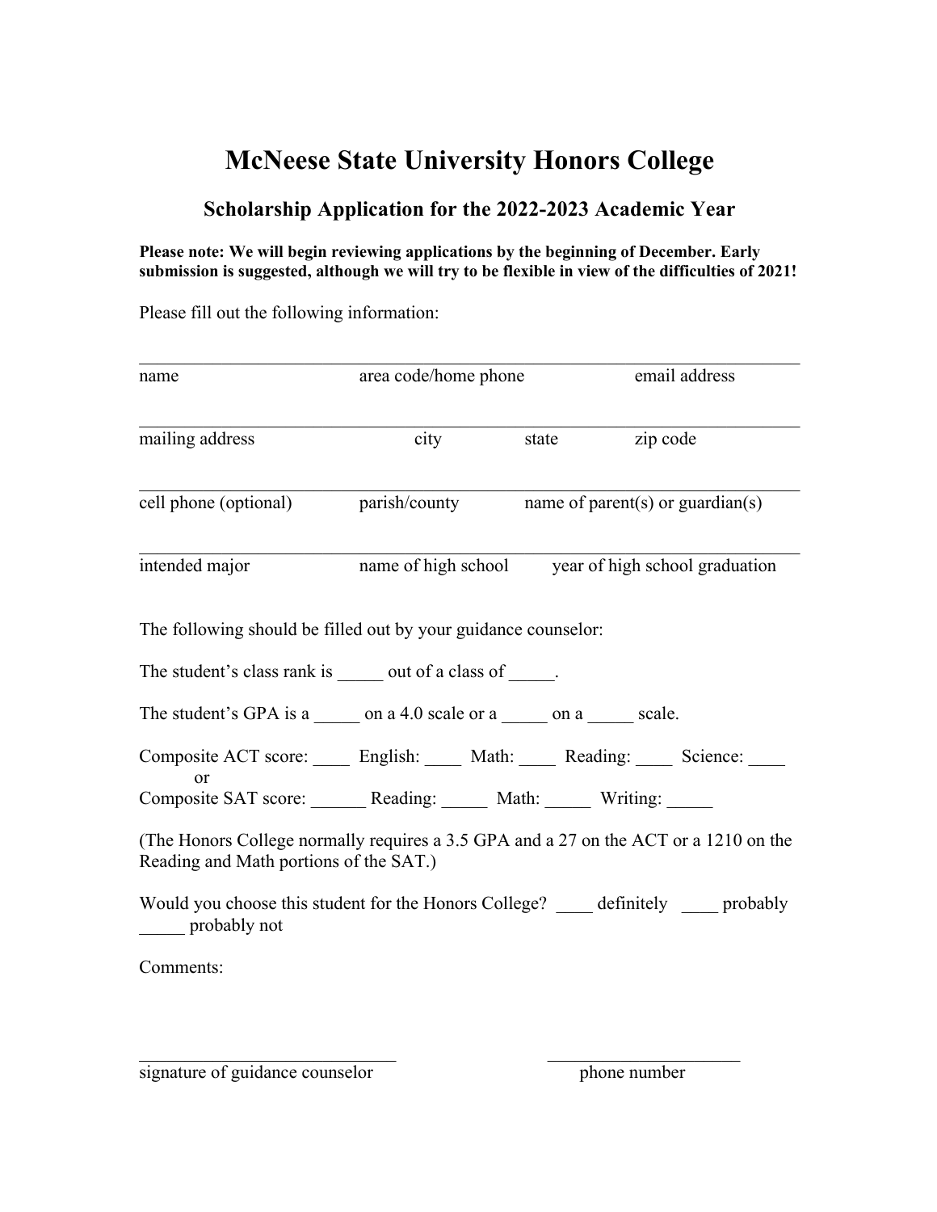# McNeese State University Honors College

## Scholarship Application for the 2022-2023 Academic Year

**Please note: We will begin reviewing applications by the beginning of December. Early submission is suggested, although we will try to be flexible in view of the difficulties of 2021!**

Please fill out the following information:

\_\_\_\_\_\_\_\_\_\_\_\_\_\_\_\_\_\_\_\_\_\_\_\_\_\_\_\_\_\_\_\_\_\_\_\_\_\_\_\_\_\_\_\_\_\_\_\_\_\_\_\_\_\_\_\_\_\_\_\_\_\_\_\_\_\_

name　　　　　　　　area code/home phone　　　　　　email address

\_\_\_\_\_\_\_\_\_\_\_\_\_\_\_\_\_\_\_\_\_\_\_\_\_\_\_\_\_\_\_\_\_\_\_\_\_\_\_\_\_\_\_\_\_\_\_\_\_\_\_\_\_\_\_\_\_\_\_\_\_\_\_\_\_\_

mailing address　　　　　　city　　　　　state　　　　zip code

\_\_\_\_\_\_\_\_\_\_\_\_\_\_\_\_\_\_\_\_\_\_\_\_\_\_\_\_\_\_\_\_\_\_\_\_\_\_\_\_\_\_\_\_\_\_\_\_\_\_\_\_\_\_\_\_\_\_\_\_\_\_\_\_\_\_

cell phone (optional)　　　parish/county　　　　name of parent(s) or guardian(s)

\_\_\_\_\_\_\_\_\_\_\_\_\_\_\_\_\_\_\_\_\_\_\_\_\_\_\_\_\_\_\_\_\_\_\_\_\_\_\_\_\_\_\_\_\_\_\_\_\_\_\_\_\_\_\_\_\_\_\_\_\_\_\_\_\_\_

intended major　　　　　name of high school　　　year of high school graduation

The following should be filled out by your guidance counselor:

The student's class rank is \_\_\_\_\_ out of a class of \_\_\_\_\_.

The student's GPA is a \_\_\_\_\_ on a 4.0 scale or a \_\_\_\_\_ on a \_\_\_\_\_ scale.

Composite ACT score: \_\_\_\_ English: \_\_\_\_ Math: \_\_\_\_ Reading: \_\_\_\_ Science: \_\_\_\_
or
Composite SAT score: \_\_\_\_\_\_ Reading: \_\_\_\_\_ Math: \_\_\_\_\_ Writing: \_\_\_\_\_

(The Honors College normally requires a 3.5 GPA and a 27 on the ACT or a 1210 on the Reading and Math portions of the SAT.)

Would you choose this student for the Honors College? \_\_\_\_ definitely \_\_\_\_ probably \_\_\_\_\_ probably not

Comments:

\_\_\_\_\_\_\_\_\_\_\_\_\_\_\_\_\_\_\_\_\_\_\_\_\_\_\_\_　　　　　\_\_\_\_\_\_\_\_\_\_\_\_\_\_\_\_\_\_\_\_\_

signature of guidance counselor　　　　　　　　phone number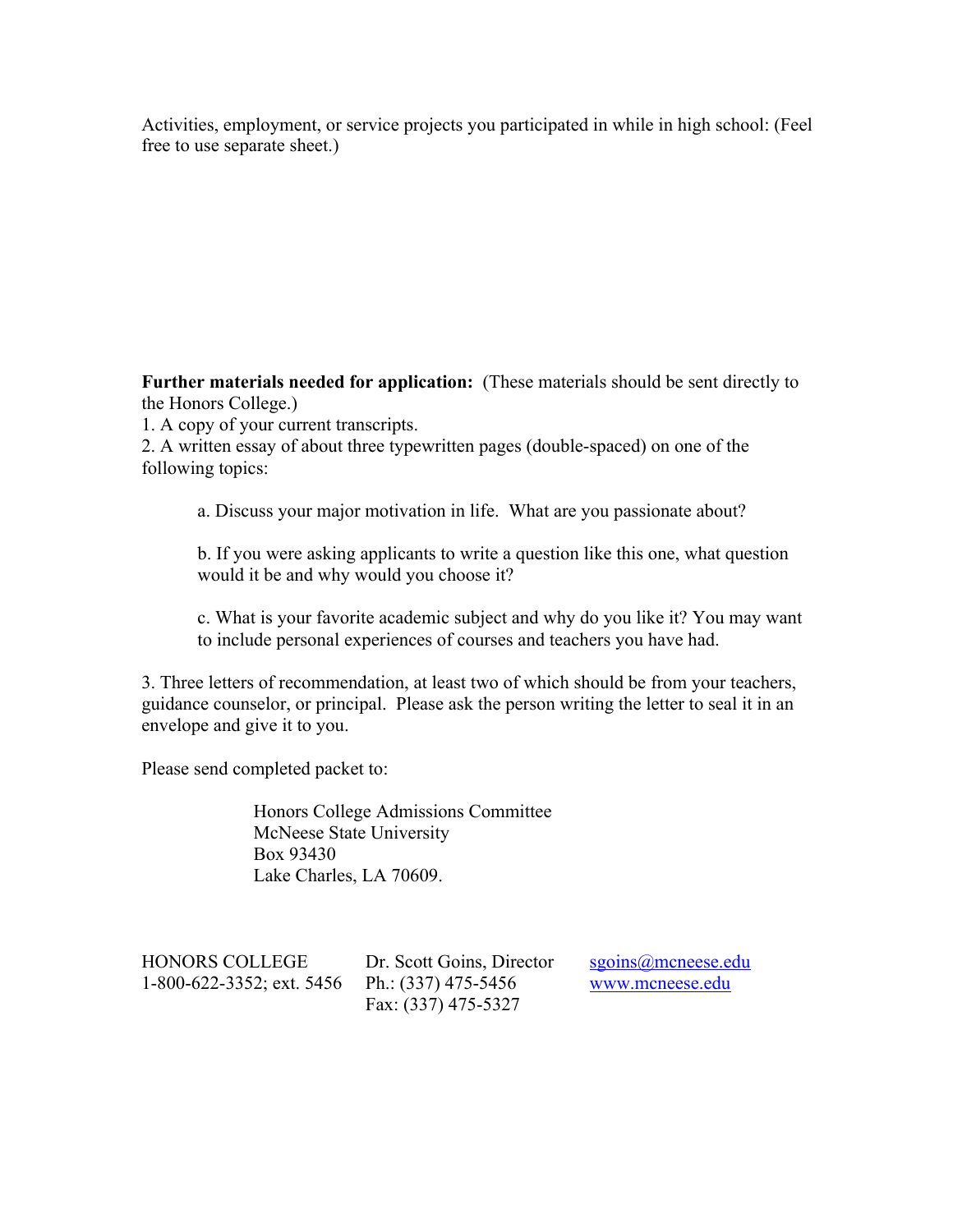Activities, employment, or service projects you participated in while in high school: (Feel free to use separate sheet.)

**Further materials needed for application:** (These materials should be sent directly to the Honors College.)

1. A copy of your current transcripts.
2. A written essay of about three typewritten pages (double-spaced) on one of the following topics:

   a. Discuss your major motivation in life. What are you passionate about?

   b. If you were asking applicants to write a question like this one, what question would it be and why would you choose it?

   c. What is your favorite academic subject and why do you like it? You may want to include personal experiences of courses and teachers you have had.

3. Three letters of recommendation, at least two of which should be from your teachers, guidance counselor, or principal. Please ask the person writing the letter to seal it in an envelope and give it to you.

Please send completed packet to:

> Honors College Admissions Committee
> McNeese State University
> Box 93430
> Lake Charles, LA 70609.

| | | |
|---|---|---|
| HONORS COLLEGE | Dr. Scott Goins, Director | sgoins@mcneese.edu |
| 1-800-622-3352; ext. 5456 | Ph.: (337) 475-5456 | www.mcneese.edu |
| | Fax: (337) 475-5327 | |